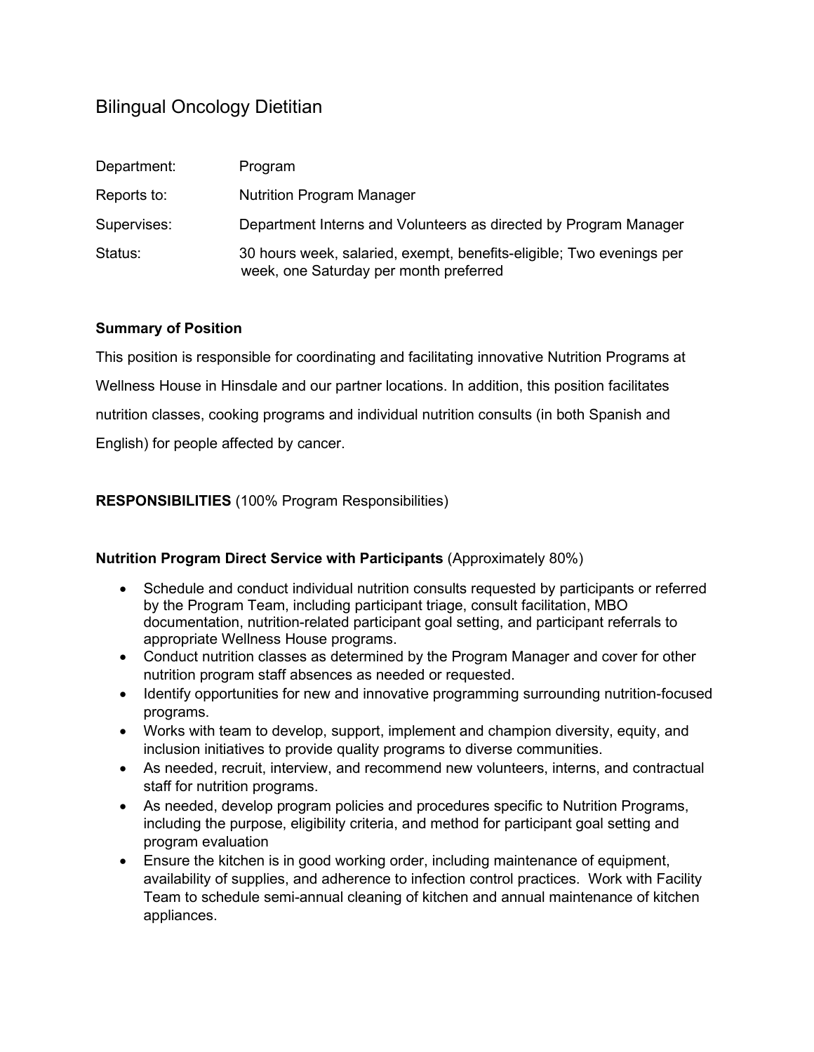# Bilingual Oncology Dietitian

| | |
|---|---|
| Department: | Program |
| Reports to: | Nutrition Program Manager |
| Supervises: | Department Interns and Volunteers as directed by Program Manager |
| Status: | 30 hours week, salaried, exempt, benefits-eligible; Two evenings per week, one Saturday per month preferred |

**Summary of Position**

This position is responsible for coordinating and facilitating innovative Nutrition Programs at Wellness House in Hinsdale and our partner locations. In addition, this position facilitates nutrition classes, cooking programs and individual nutrition consults (in both Spanish and English) for people affected by cancer.

**RESPONSIBILITIES** (100% Program Responsibilities)

**Nutrition Program Direct Service with Participants** (Approximately 80%)

- Schedule and conduct individual nutrition consults requested by participants or referred by the Program Team, including participant triage, consult facilitation, MBO documentation, nutrition-related participant goal setting, and participant referrals to appropriate Wellness House programs.
- Conduct nutrition classes as determined by the Program Manager and cover for other nutrition program staff absences as needed or requested.
- Identify opportunities for new and innovative programming surrounding nutrition-focused programs.
- Works with team to develop, support, implement and champion diversity, equity, and inclusion initiatives to provide quality programs to diverse communities.
- As needed, recruit, interview, and recommend new volunteers, interns, and contractual staff for nutrition programs.
- As needed, develop program policies and procedures specific to Nutrition Programs, including the purpose, eligibility criteria, and method for participant goal setting and program evaluation
- Ensure the kitchen is in good working order, including maintenance of equipment, availability of supplies, and adherence to infection control practices. Work with Facility Team to schedule semi-annual cleaning of kitchen and annual maintenance of kitchen appliances.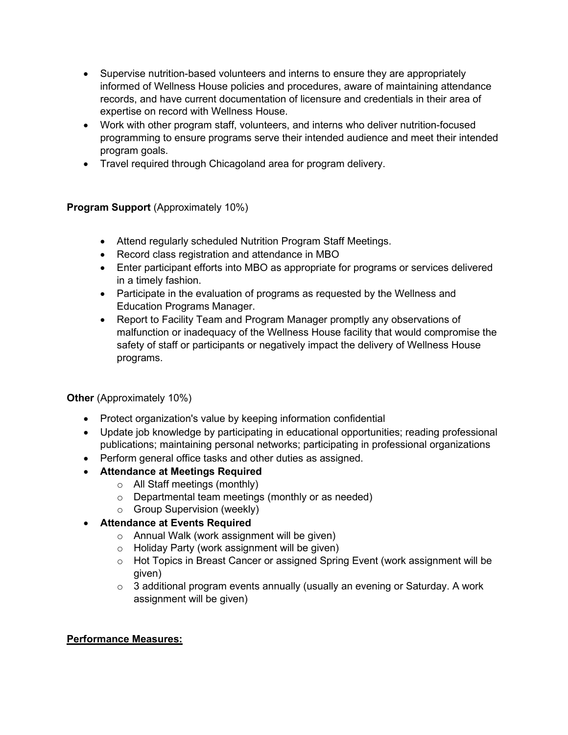- Supervise nutrition-based volunteers and interns to ensure they are appropriately informed of Wellness House policies and procedures, aware of maintaining attendance records, and have current documentation of licensure and credentials in their area of expertise on record with Wellness House.
- Work with other program staff, volunteers, and interns who deliver nutrition-focused programming to ensure programs serve their intended audience and meet their intended program goals.
- Travel required through Chicagoland area for program delivery.

**Program Support** (Approximately 10%)

- Attend regularly scheduled Nutrition Program Staff Meetings.
- Record class registration and attendance in MBO
- Enter participant efforts into MBO as appropriate for programs or services delivered in a timely fashion.
- Participate in the evaluation of programs as requested by the Wellness and Education Programs Manager.
- Report to Facility Team and Program Manager promptly any observations of malfunction or inadequacy of the Wellness House facility that would compromise the safety of staff or participants or negatively impact the delivery of Wellness House programs.

**Other** (Approximately 10%)

- Protect organization's value by keeping information confidential
- Update job knowledge by participating in educational opportunities; reading professional publications; maintaining personal networks; participating in professional organizations
- Perform general office tasks and other duties as assigned.
- **Attendance at Meetings Required**
  - All Staff meetings (monthly)
  - Departmental team meetings (monthly or as needed)
  - Group Supervision (weekly)
- **Attendance at Events Required**
  - Annual Walk (work assignment will be given)
  - Holiday Party (work assignment will be given)
  - Hot Topics in Breast Cancer or assigned Spring Event (work assignment will be given)
  - 3 additional program events annually (usually an evening or Saturday. A work assignment will be given)

**<u>Performance Measures:</u>**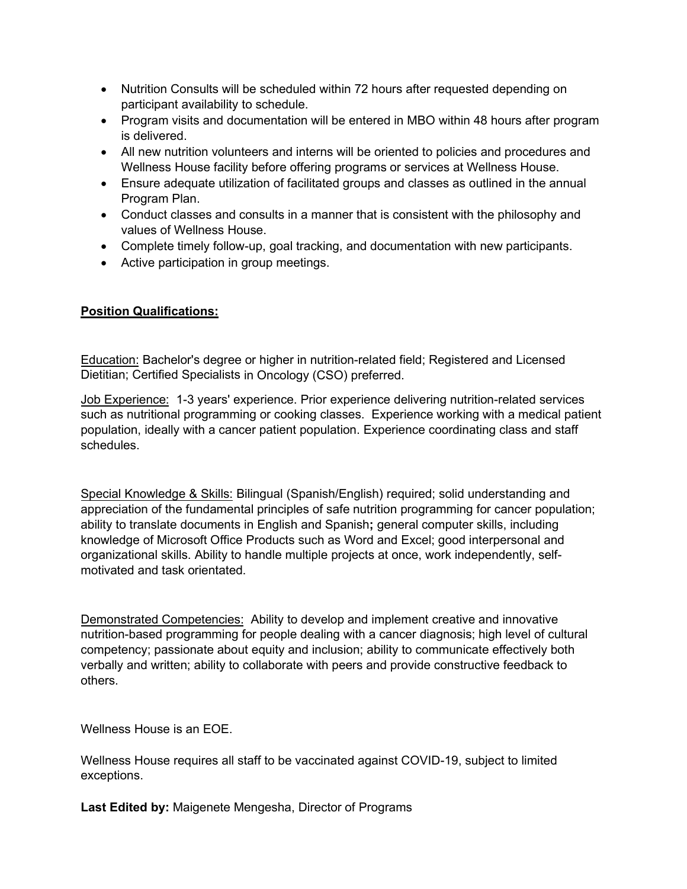- Nutrition Consults will be scheduled within 72 hours after requested depending on participant availability to schedule.
- Program visits and documentation will be entered in MBO within 48 hours after program is delivered.
- All new nutrition volunteers and interns will be oriented to policies and procedures and Wellness House facility before offering programs or services at Wellness House.
- Ensure adequate utilization of facilitated groups and classes as outlined in the annual Program Plan.
- Conduct classes and consults in a manner that is consistent with the philosophy and values of Wellness House.
- Complete timely follow-up, goal tracking, and documentation with new participants.
- Active participation in group meetings.

**<u>Position Qualifications:</u>**

<u>Education:</u> Bachelor's degree or higher in nutrition-related field; Registered and Licensed Dietitian; Certified Specialists in Oncology (CSO) preferred.

<u>Job Experience:</u> 1-3 years' experience. Prior experience delivering nutrition-related services such as nutritional programming or cooking classes. Experience working with a medical patient population, ideally with a cancer patient population. Experience coordinating class and staff schedules.

<u>Special Knowledge & Skills:</u> Bilingual (Spanish/English) required; solid understanding and appreciation of the fundamental principles of safe nutrition programming for cancer population; ability to translate documents in English and Spanish**;** general computer skills, including knowledge of Microsoft Office Products such as Word and Excel; good interpersonal and organizational skills. Ability to handle multiple projects at once, work independently, self-motivated and task orientated.

<u>Demonstrated Competencies:</u> Ability to develop and implement creative and innovative nutrition-based programming for people dealing with a cancer diagnosis; high level of cultural competency; passionate about equity and inclusion; ability to communicate effectively both verbally and written; ability to collaborate with peers and provide constructive feedback to others.

Wellness House is an EOE.

Wellness House requires all staff to be vaccinated against COVID-19, subject to limited exceptions.

**Last Edited by:** Maigenete Mengesha, Director of Programs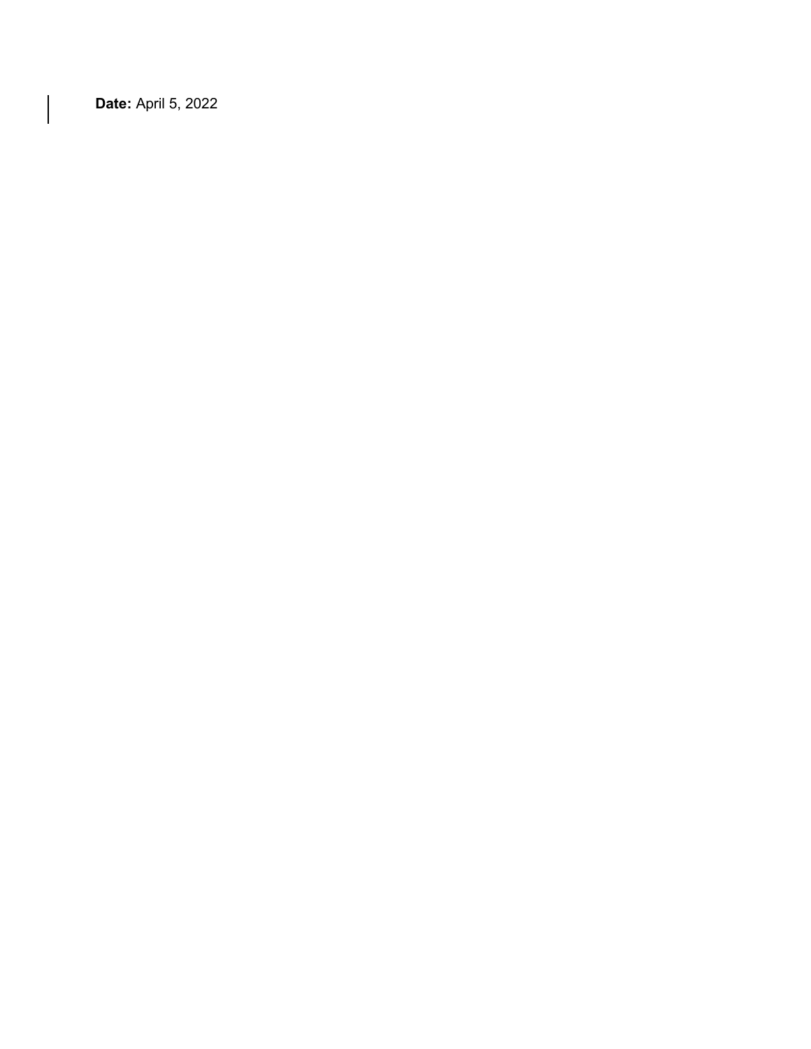**Date:** April 5, 2022